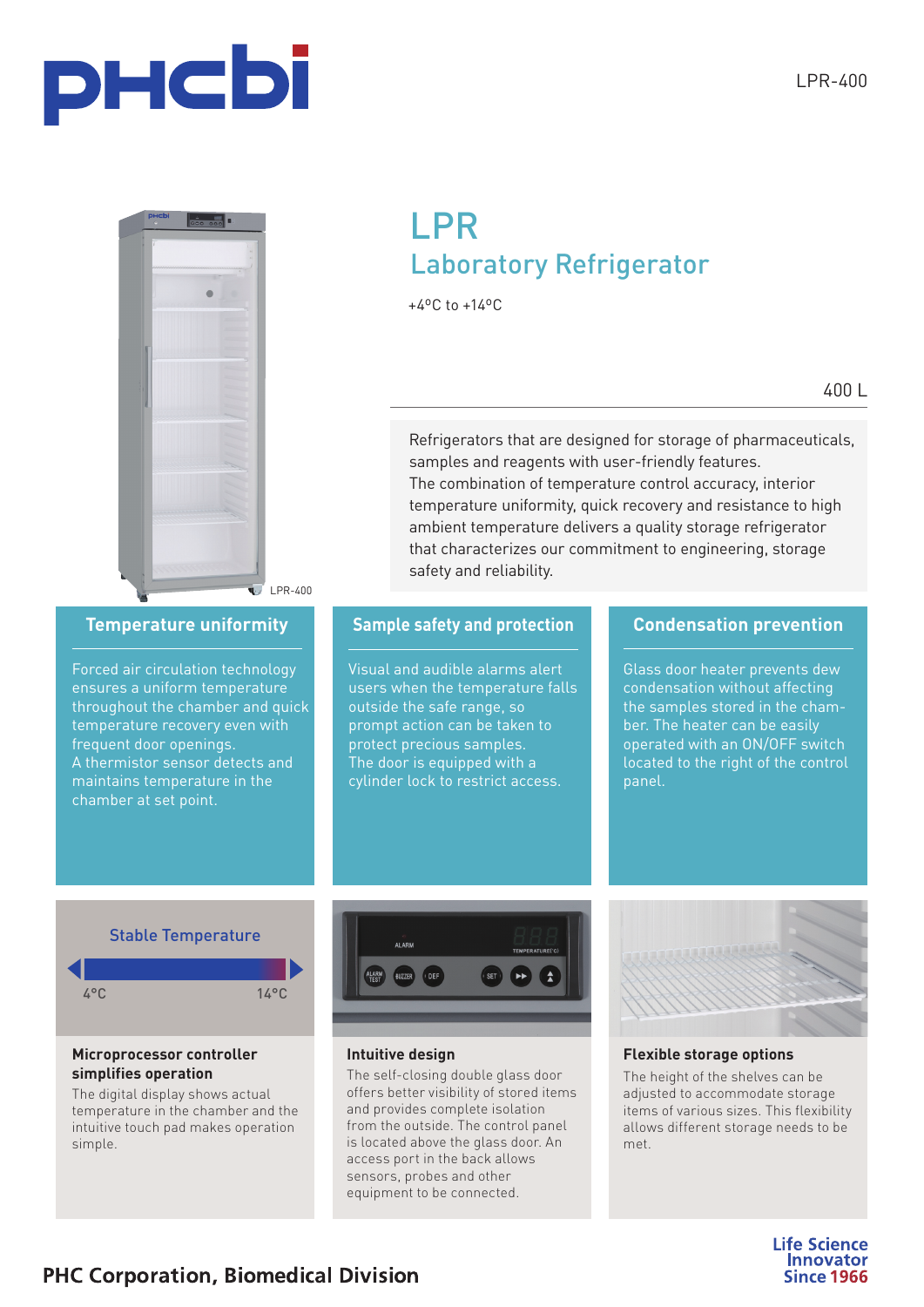LPR-400

# LPR

## Laboratory Refrigerator

+4°C to +14°C

400 L

Refrigerators that are designed for storage of pharmaceuticals, samples and reagents with user-friendly features.
The combination of temperature control accuracy, interior temperature uniformity, quick recovery and resistance to high ambient temperature delivers a quality storage refrigerator that characterizes our commitment to engineering, storage safety and reliability.

LPR-400

### Temperature uniformity

Forced air circulation technology ensures a uniform temperature throughout the chamber and quick temperature recovery even with frequent door openings.
A thermistor sensor detects and maintains temperature in the chamber at set point.

### Sample safety and protection

Visual and audible alarms alert users when the temperature falls outside the safe range, so prompt action can be taken to protect precious samples.
The door is equipped with a cylinder lock to restrict access.

### Condensation prevention

Glass door heater prevents dew condensation without affecting the samples stored in the chamber. The heater can be easily operated with an ON/OFF switch located to the right of the control panel.

Stable Temperature

4°C 14°C

### Microprocessor controller simplifies operation

The digital display shows actual temperature in the chamber and the intuitive touch pad makes operation simple.

### Intuitive design

The self-closing double glass door offers better visibility of stored items and provides complete isolation from the outside. The control panel is located above the glass door. An access port in the back allows sensors, probes and other equipment to be connected.

### Flexible storage options

The height of the shelves can be adjusted to accommodate storage items of various sizes. This flexibility allows different storage needs to be met.

PHC Corporation, Biomedical Division

Life Science Innovator Since 1966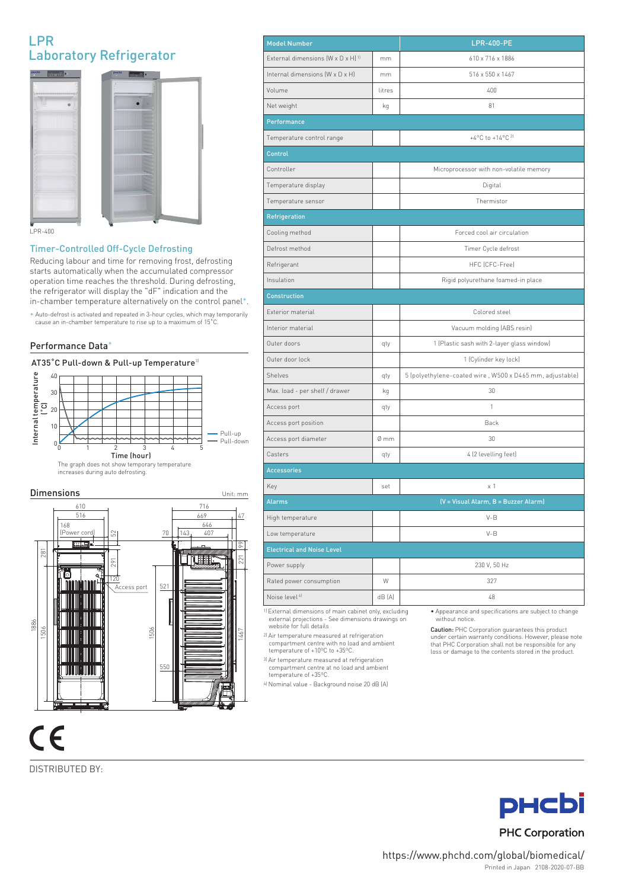# LPR
# Laboratory Refrigerator

LPR-400

## Timer-Controlled Off-Cycle Defrosting

Reducing labour and time for removing frost, defrosting starts automatically when the accumulated compressor operation time reaches the threshold. During defrosting, the refrigerator will display the "dF" indication and the in-chamber temperature alternatively on the control panel*.

* Auto-defrost is activated and repeated in 3-hour cycles, which may temporarily cause an in-chamber temperature to rise up to a maximum of 15°C.

## Performance Data*

### AT35°C Pull-down & Pull-up Temperature[3]

Internal temperature (°C)
40
30
20
10
0
0 1 2 3 4 5
Time (hour)
Pull-up
Pull-down

The graph does not show temporary temperature increases during auto defrosting.

## Dimensions

Unit: mm

610
516
168 (Power cord)
52
281
291
120
Access port
1886
1506
716
669
47
646
70 143 407
99
221
521
1506
1467
550

| Model Number | | LPR-400-PE |
|---|---|---|
| External dimensions (W x D x H) [1] | mm | 610 x 716 x 1886 |
| Internal dimensions (W x D x H) | mm | 516 x 550 x 1467 |
| Volume | litres | 400 |
| Net weight | kg | 81 |
| **Performance** | | |
| Temperature control range | | +4°C to +14°C [2] |
| **Control** | | |
| Controller | | Microprocessor with non-volatile memory |
| Temperature display | | Digital |
| Temperature sensor | | Thermistor |
| **Refrigeration** | | |
| Cooling method | | Forced cool air circulation |
| Defrost method | | Timer Cycle defrost |
| Refrigerant | | HFC (CFC-Free) |
| Insulation | | Rigid polyurethane foamed-in place |
| **Construction** | | |
| Exterior material | | Colored steel |
| Interior material | | Vacuum molding (ABS resin) |
| Outer doors | qty | 1 (Plastic sash with 2-layer glass window) |
| Outer door lock | | 1 (Cylinder key lock) |
| Shelves | qty | 5 (polyethylene-coated wire , W500 x D465 mm, adjustable) |
| Max. load - per shelf / drawer | kg | 30 |
| Access port | qty | 1 |
| Access port position | | Back |
| Access port diameter | Ø mm | 30 |
| Casters | qty | 4 (2 levelling feet) |
| **Accessories** | | |
| Key | set | x 1 |
| **Alarms** | | (V = Visual Alarm, B = Buzzer Alarm) |
| High temperature | | V-B |
| Low temperature | | V-B |
| **Electrical and Noise Level** | | |
| Power supply | | 230 V, 50 Hz |
| Rated power consumption | W | 327 |
| Noise level [4] | dB (A) | 48 |

[1] External dimensions of main cabinet only, excluding external projections - See dimensions drawings on website for full details

[2] Air temperature measured at refrigeration compartment centre with no load and ambient temperature of +10°C to +35°C.

[3] Air temperature measured at refrigeration compartment centre at no load and ambient temperature of +35°C.

[4] Nominal value - Background noise 20 dB (A)

• Appearance and specifications are subject to change without notice.

**Caution:** PHC Corporation guarantees this product under certain warranty conditions. However, please note that PHC Corporation shall not be responsible for any loss or damage to the contents stored in the product.

CE

DISTRIBUTED BY:

PHCbi

PHC Corporation

https://www.phchd.com/global/biomedical/

Printed in Japan 2108-2020-07-BB